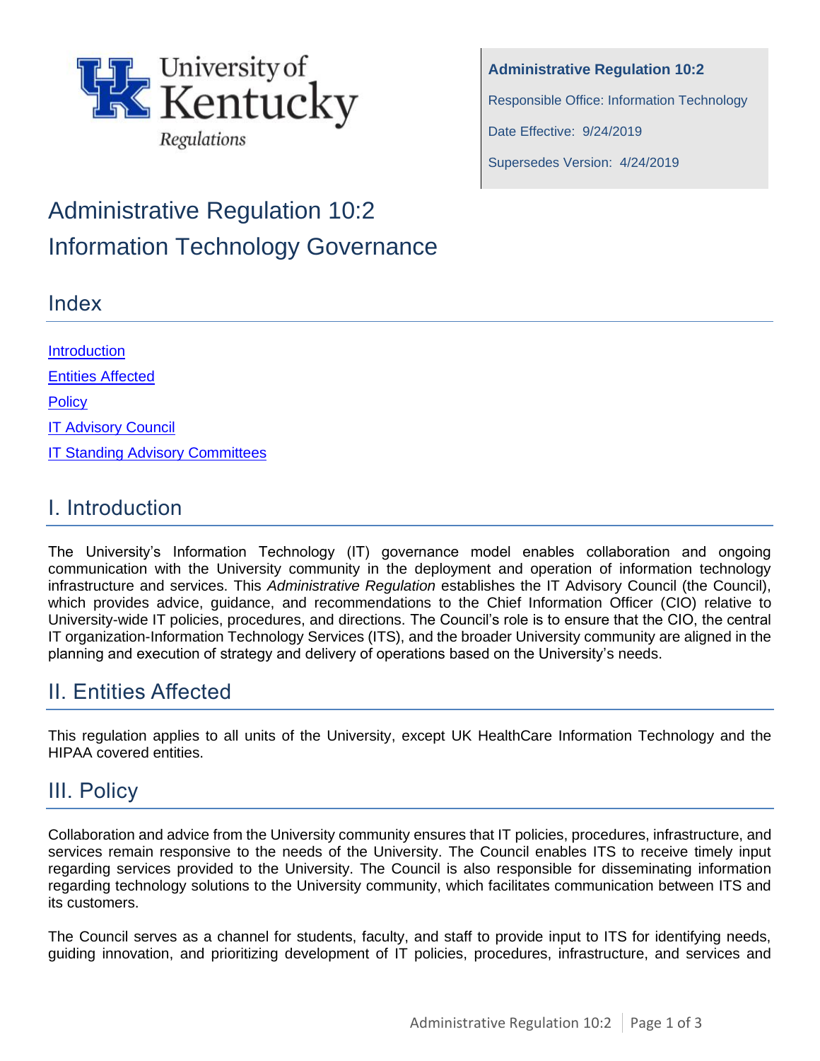University of Kentucky Regulations

**Administrative Regulation 10:2**

Responsible Office: Information Technology

Date Effective: 9/24/2019

Supersedes Version: 4/24/2019

# Administrative Regulation 10:2
# Information Technology Governance

## Index

[Introduction](#i-introduction)

[Entities Affected](#ii-entities-affected)

[Policy](#iii-policy)

[IT Advisory Council](#)

[IT Standing Advisory Committees](#)

## I. Introduction

The University's Information Technology (IT) governance model enables collaboration and ongoing communication with the University community in the deployment and operation of information technology infrastructure and services. This *Administrative Regulation* establishes the IT Advisory Council (the Council), which provides advice, guidance, and recommendations to the Chief Information Officer (CIO) relative to University-wide IT policies, procedures, and directions. The Council's role is to ensure that the CIO, the central IT organization-Information Technology Services (ITS), and the broader University community are aligned in the planning and execution of strategy and delivery of operations based on the University's needs.

## II. Entities Affected

This regulation applies to all units of the University, except UK HealthCare Information Technology and the HIPAA covered entities.

## III. Policy

Collaboration and advice from the University community ensures that IT policies, procedures, infrastructure, and services remain responsive to the needs of the University. The Council enables ITS to receive timely input regarding services provided to the University. The Council is also responsible for disseminating information regarding technology solutions to the University community, which facilitates communication between ITS and its customers.

The Council serves as a channel for students, faculty, and staff to provide input to ITS for identifying needs, guiding innovation, and prioritizing development of IT policies, procedures, infrastructure, and services and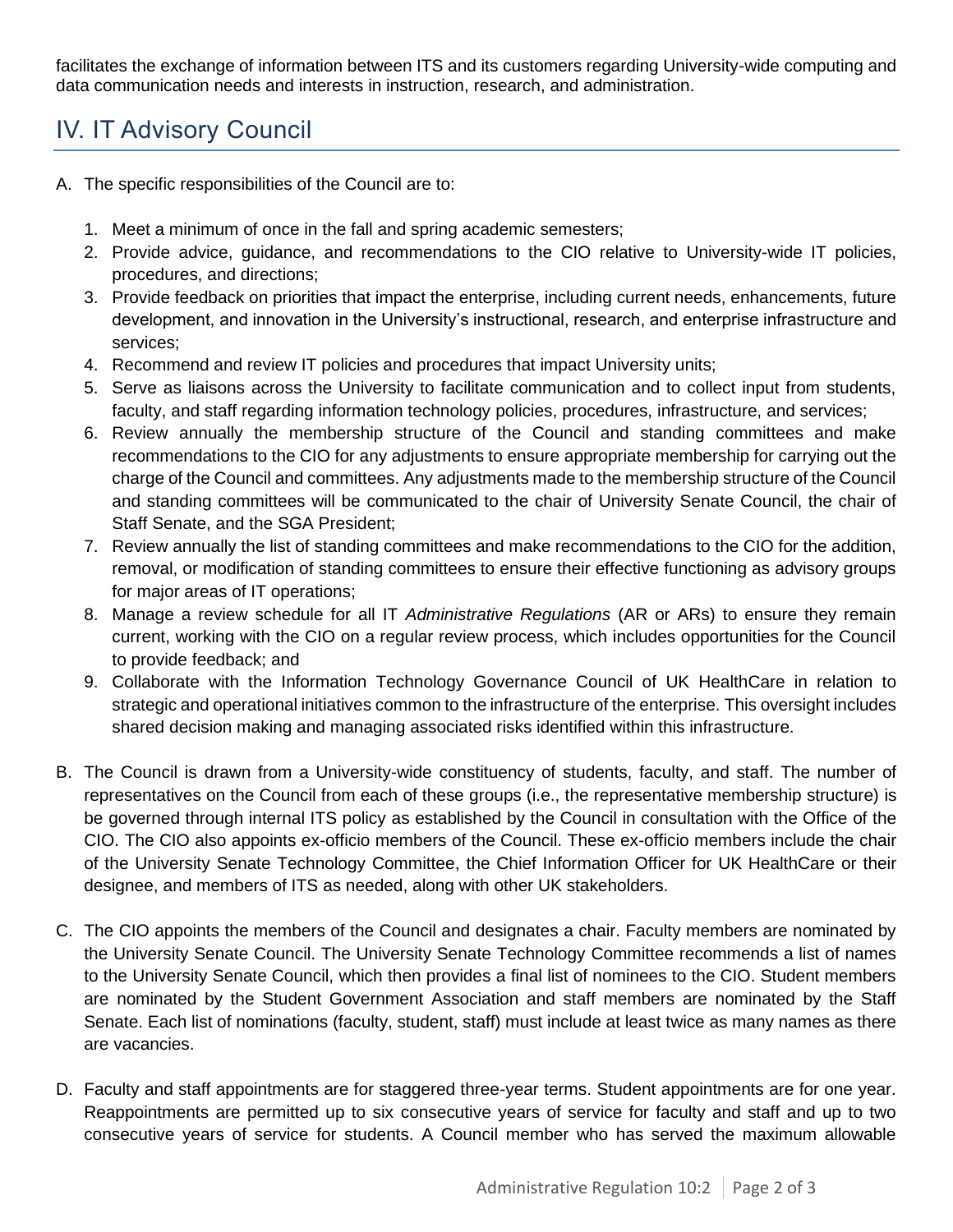facilitates the exchange of information between ITS and its customers regarding University-wide computing and data communication needs and interests in instruction, research, and administration.

## IV. IT Advisory Council

A. The specific responsibilities of the Council are to:

   1. Meet a minimum of once in the fall and spring academic semesters;
   2. Provide advice, guidance, and recommendations to the CIO relative to University-wide IT policies, procedures, and directions;
   3. Provide feedback on priorities that impact the enterprise, including current needs, enhancements, future development, and innovation in the University's instructional, research, and enterprise infrastructure and services;
   4. Recommend and review IT policies and procedures that impact University units;
   5. Serve as liaisons across the University to facilitate communication and to collect input from students, faculty, and staff regarding information technology policies, procedures, infrastructure, and services;
   6. Review annually the membership structure of the Council and standing committees and make recommendations to the CIO for any adjustments to ensure appropriate membership for carrying out the charge of the Council and committees. Any adjustments made to the membership structure of the Council and standing committees will be communicated to the chair of University Senate Council, the chair of Staff Senate, and the SGA President;
   7. Review annually the list of standing committees and make recommendations to the CIO for the addition, removal, or modification of standing committees to ensure their effective functioning as advisory groups for major areas of IT operations;
   8. Manage a review schedule for all IT *Administrative Regulations* (AR or ARs) to ensure they remain current, working with the CIO on a regular review process, which includes opportunities for the Council to provide feedback; and
   9. Collaborate with the Information Technology Governance Council of UK HealthCare in relation to strategic and operational initiatives common to the infrastructure of the enterprise. This oversight includes shared decision making and managing associated risks identified within this infrastructure.

B. The Council is drawn from a University-wide constituency of students, faculty, and staff. The number of representatives on the Council from each of these groups (i.e., the representative membership structure) is be governed through internal ITS policy as established by the Council in consultation with the Office of the CIO. The CIO also appoints ex-officio members of the Council. These ex-officio members include the chair of the University Senate Technology Committee, the Chief Information Officer for UK HealthCare or their designee, and members of ITS as needed, along with other UK stakeholders.

C. The CIO appoints the members of the Council and designates a chair. Faculty members are nominated by the University Senate Council. The University Senate Technology Committee recommends a list of names to the University Senate Council, which then provides a final list of nominees to the CIO. Student members are nominated by the Student Government Association and staff members are nominated by the Staff Senate. Each list of nominations (faculty, student, staff) must include at least twice as many names as there are vacancies.

D. Faculty and staff appointments are for staggered three-year terms. Student appointments are for one year. Reappointments are permitted up to six consecutive years of service for faculty and staff and up to two consecutive years of service for students. A Council member who has served the maximum allowable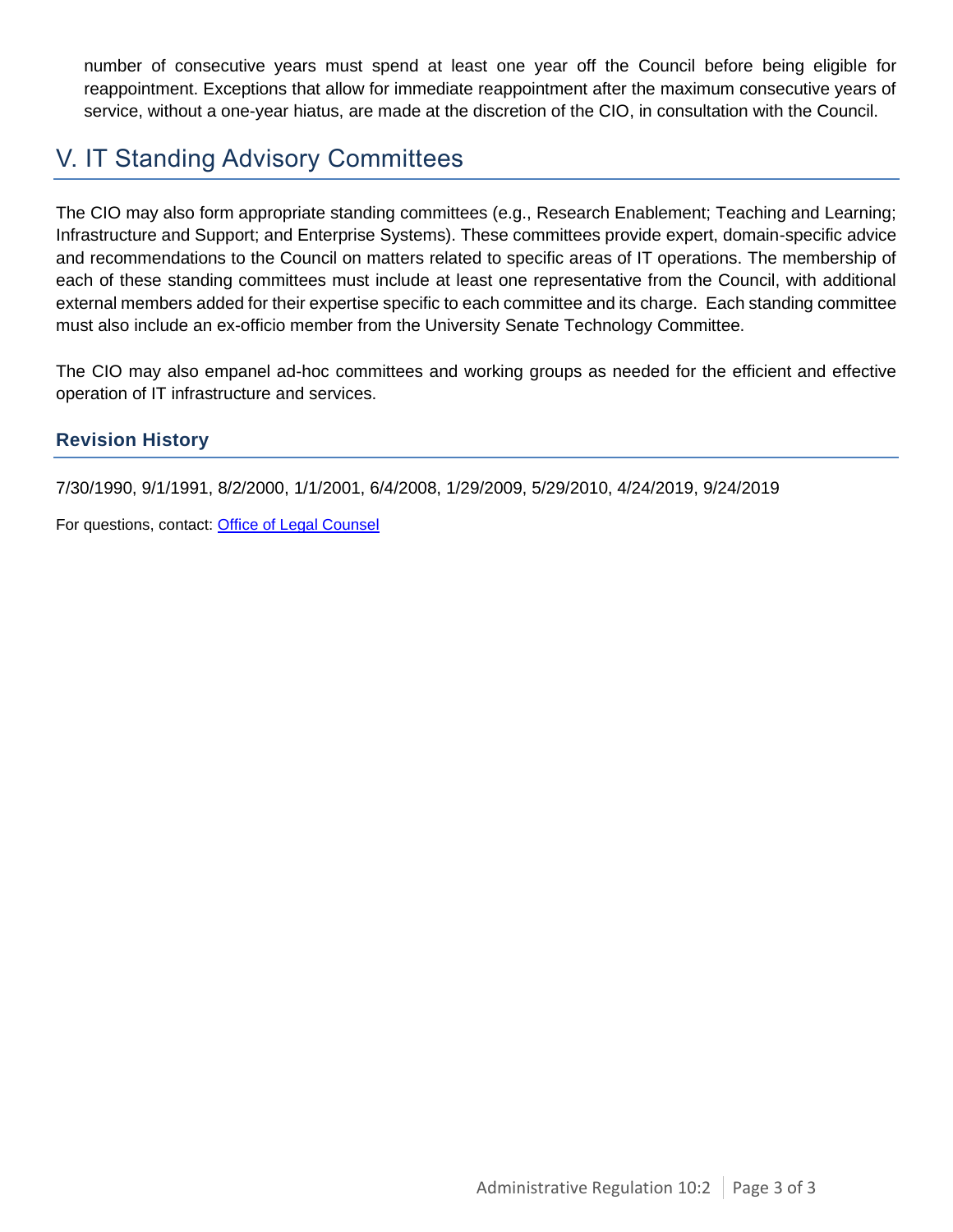number of consecutive years must spend at least one year off the Council before being eligible for reappointment. Exceptions that allow for immediate reappointment after the maximum consecutive years of service, without a one-year hiatus, are made at the discretion of the CIO, in consultation with the Council.

## V. IT Standing Advisory Committees

The CIO may also form appropriate standing committees (e.g., Research Enablement; Teaching and Learning; Infrastructure and Support; and Enterprise Systems). These committees provide expert, domain-specific advice and recommendations to the Council on matters related to specific areas of IT operations. The membership of each of these standing committees must include at least one representative from the Council, with additional external members added for their expertise specific to each committee and its charge. Each standing committee must also include an ex-officio member from the University Senate Technology Committee.

The CIO may also empanel ad-hoc committees and working groups as needed for the efficient and effective operation of IT infrastructure and services.

### Revision History

7/30/1990, 9/1/1991, 8/2/2000, 1/1/2001, 6/4/2008, 1/29/2009, 5/29/2010, 4/24/2019, 9/24/2019

For questions, contact: Office of Legal Counsel